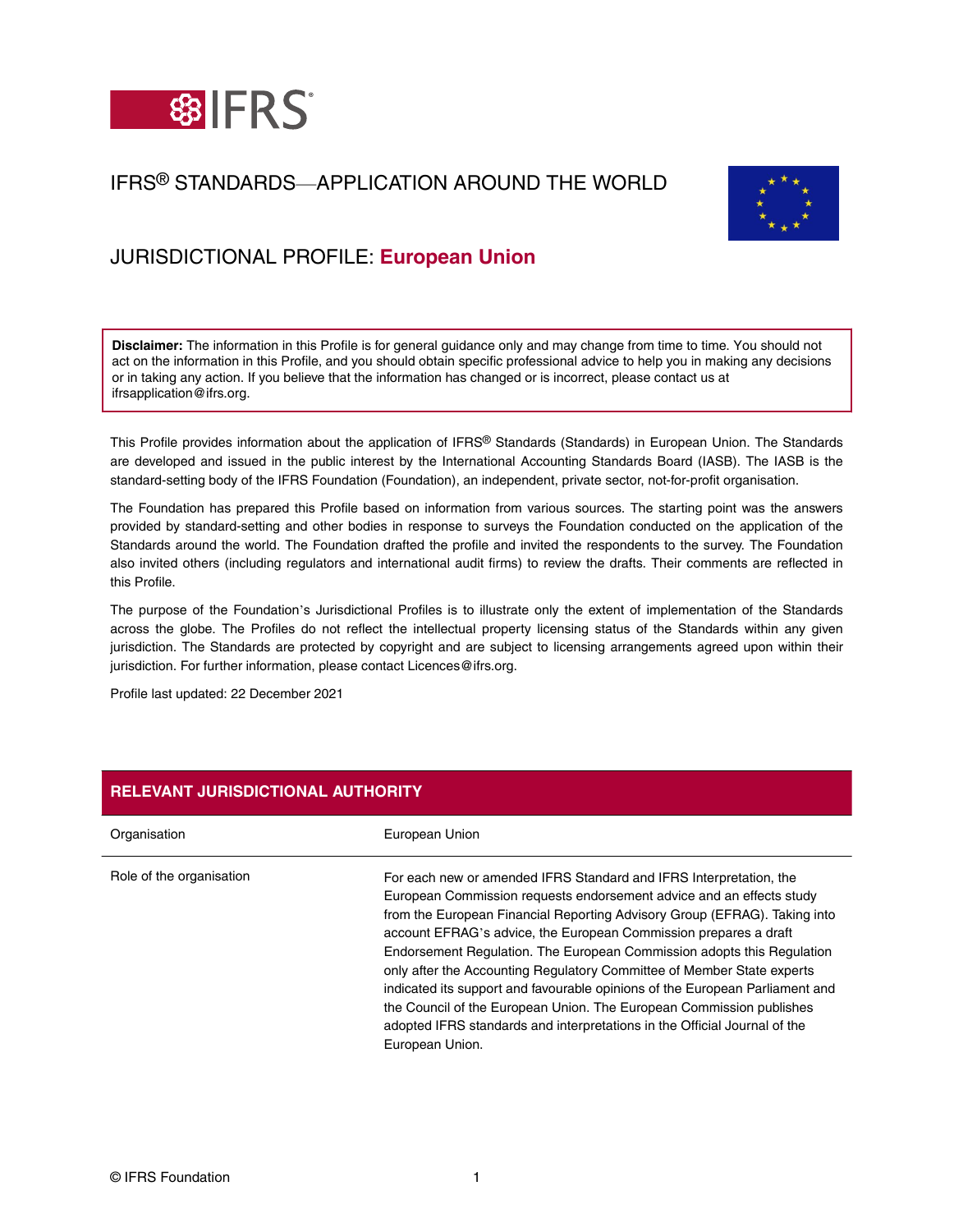# IFRS® STANDARDS—APPLICATION AROUND THE WORLD

## JURISDICTIONAL PROFILE: **European Union**

**Disclaimer:** The information in this Profile is for general guidance only and may change from time to time. You should not act on the information in this Profile, and you should obtain specific professional advice to help you in making any decisions or in taking any action. If you believe that the information has changed or is incorrect, please contact us at ifrsapplication@ifrs.org.

This Profile provides information about the application of IFRS® Standards (Standards) in European Union. The Standards are developed and issued in the public interest by the International Accounting Standards Board (IASB). The IASB is the standard-setting body of the IFRS Foundation (Foundation), an independent, private sector, not-for-profit organisation.

The Foundation has prepared this Profile based on information from various sources. The starting point was the answers provided by standard-setting and other bodies in response to surveys the Foundation conducted on the application of the Standards around the world. The Foundation drafted the profile and invited the respondents to the survey. The Foundation also invited others (including regulators and international audit firms) to review the drafts. Their comments are reflected in this Profile.

The purpose of the Foundation's Jurisdictional Profiles is to illustrate only the extent of implementation of the Standards across the globe. The Profiles do not reflect the intellectual property licensing status of the Standards within any given jurisdiction. The Standards are protected by copyright and are subject to licensing arrangements agreed upon within their jurisdiction. For further information, please contact Licences@ifrs.org.

Profile last updated: 22 December 2021

## RELEVANT JURISDICTIONAL AUTHORITY

| | |
|---|---|
| Organisation | European Union |
| Role of the organisation | For each new or amended IFRS Standard and IFRS Interpretation, the European Commission requests endorsement advice and an effects study from the European Financial Reporting Advisory Group (EFRAG). Taking into account EFRAG's advice, the European Commission prepares a draft Endorsement Regulation. The European Commission adopts this Regulation only after the Accounting Regulatory Committee of Member State experts indicated its support and favourable opinions of the European Parliament and the Council of the European Union. The European Commission publishes adopted IFRS standards and interpretations in the Official Journal of the European Union. |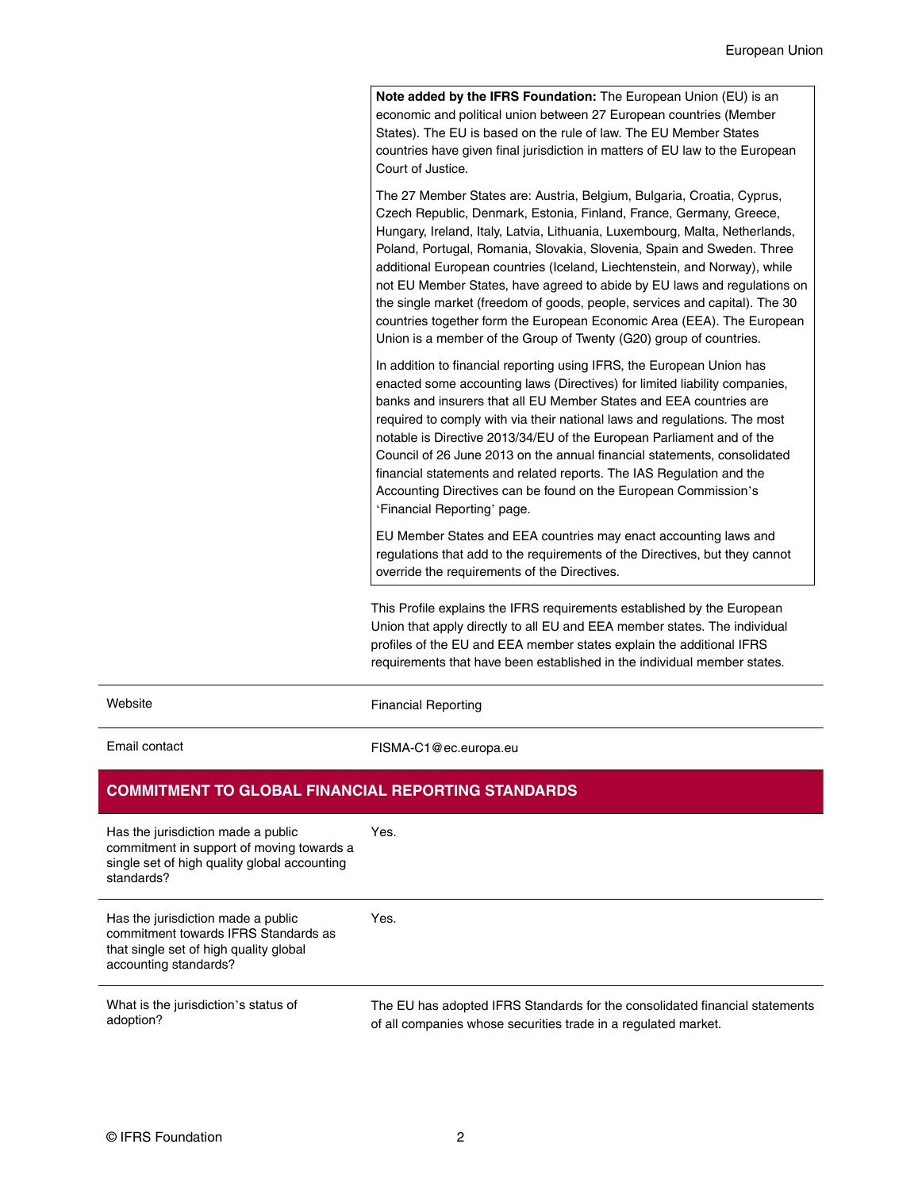**Note added by the IFRS Foundation:** The European Union (EU) is an economic and political union between 27 European countries (Member States). The EU is based on the rule of law. The EU Member States countries have given final jurisdiction in matters of EU law to the European Court of Justice.

The 27 Member States are: Austria, Belgium, Bulgaria, Croatia, Cyprus, Czech Republic, Denmark, Estonia, Finland, France, Germany, Greece, Hungary, Ireland, Italy, Latvia, Lithuania, Luxembourg, Malta, Netherlands, Poland, Portugal, Romania, Slovakia, Slovenia, Spain and Sweden. Three additional European countries (Iceland, Liechtenstein, and Norway), while not EU Member States, have agreed to abide by EU laws and regulations on the single market (freedom of goods, people, services and capital). The 30 countries together form the European Economic Area (EEA). The European Union is a member of the Group of Twenty (G20) group of countries.

In addition to financial reporting using IFRS, the European Union has enacted some accounting laws (Directives) for limited liability companies, banks and insurers that all EU Member States and EEA countries are required to comply with via their national laws and regulations. The most notable is Directive 2013/34/EU of the European Parliament and of the Council of 26 June 2013 on the annual financial statements, consolidated financial statements and related reports. The IAS Regulation and the Accounting Directives can be found on the European Commission's 'Financial Reporting' page.

EU Member States and EEA countries may enact accounting laws and regulations that add to the requirements of the Directives, but they cannot override the requirements of the Directives.

This Profile explains the IFRS requirements established by the European Union that apply directly to all EU and EEA member states. The individual profiles of the EU and EEA member states explain the additional IFRS requirements that have been established in the individual member states.

| | |
|---|---|
| Website | Financial Reporting |
| Email contact | FISMA-C1@ec.europa.eu |

## COMMITMENT TO GLOBAL FINANCIAL REPORTING STANDARDS

| | |
|---|---|
| Has the jurisdiction made a public commitment in support of moving towards a single set of high quality global accounting standards? | Yes. |
| Has the jurisdiction made a public commitment towards IFRS Standards as that single set of high quality global accounting standards? | Yes. |
| What is the jurisdiction's status of adoption? | The EU has adopted IFRS Standards for the consolidated financial statements of all companies whose securities trade in a regulated market. |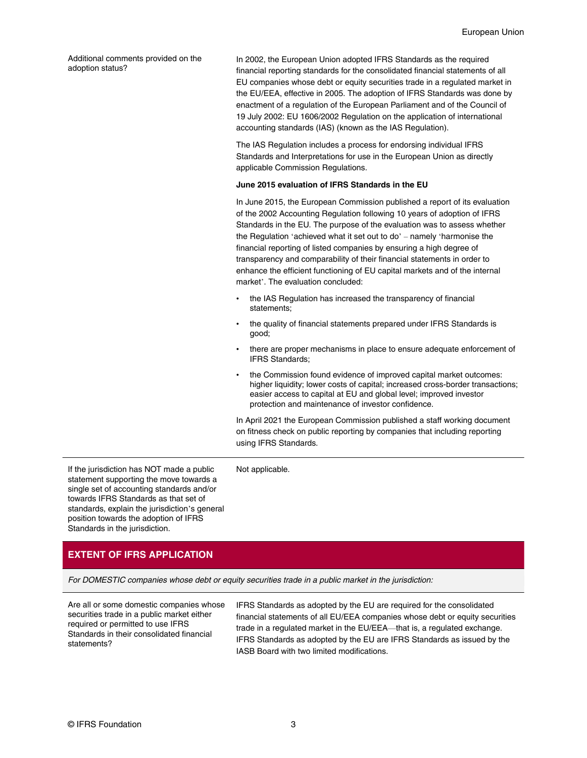| | |
|---|---|
| Additional comments provided on the adoption status? | In 2002, the European Union adopted IFRS Standards as the required financial reporting standards for the consolidated financial statements of all EU companies whose debt or equity securities trade in a regulated market in the EU/EEA, effective in 2005. The adoption of IFRS Standards was done by enactment of a regulation of the European Parliament and of the Council of 19 July 2002: EU 1606/2002 Regulation on the application of international accounting standards (IAS) (known as the IAS Regulation).<br><br>The IAS Regulation includes a process for endorsing individual IFRS Standards and Interpretations for use in the European Union as directly applicable Commission Regulations.<br><br>**June 2015 evaluation of IFRS Standards in the EU**<br><br>In June 2015, the European Commission published a report of its evaluation of the 2002 Accounting Regulation following 10 years of adoption of IFRS Standards in the EU. The purpose of the evaluation was to assess whether the Regulation 'achieved what it set out to do' – namely 'harmonise the financial reporting of listed companies by ensuring a high degree of transparency and comparability of their financial statements in order to enhance the efficient functioning of EU capital markets and of the internal market'. The evaluation concluded:<br><br>• the IAS Regulation has increased the transparency of financial statements;<br>• the quality of financial statements prepared under IFRS Standards is good;<br>• there are proper mechanisms in place to ensure adequate enforcement of IFRS Standards;<br>• the Commission found evidence of improved capital market outcomes: higher liquidity; lower costs of capital; increased cross-border transactions; easier access to capital at EU and global level; improved investor protection and maintenance of investor confidence.<br><br>In April 2021 the European Commission published a staff working document on fitness check on public reporting by companies that including reporting using IFRS Standards. |
| If the jurisdiction has NOT made a public statement supporting the move towards a single set of accounting standards and/or towards IFRS Standards as that set of standards, explain the jurisdiction's general position towards the adoption of IFRS Standards in the jurisdiction. | Not applicable. |

## EXTENT OF IFRS APPLICATION

*For DOMESTIC companies whose debt or equity securities trade in a public market in the jurisdiction:*

| | |
|---|---|
| Are all or some domestic companies whose securities trade in a public market either required or permitted to use IFRS Standards in their consolidated financial statements? | IFRS Standards as adopted by the EU are required for the consolidated financial statements of all EU/EEA companies whose debt or equity securities trade in a regulated market in the EU/EEA—that is, a regulated exchange. IFRS Standards as adopted by the EU are IFRS Standards as issued by the IASB Board with two limited modifications. |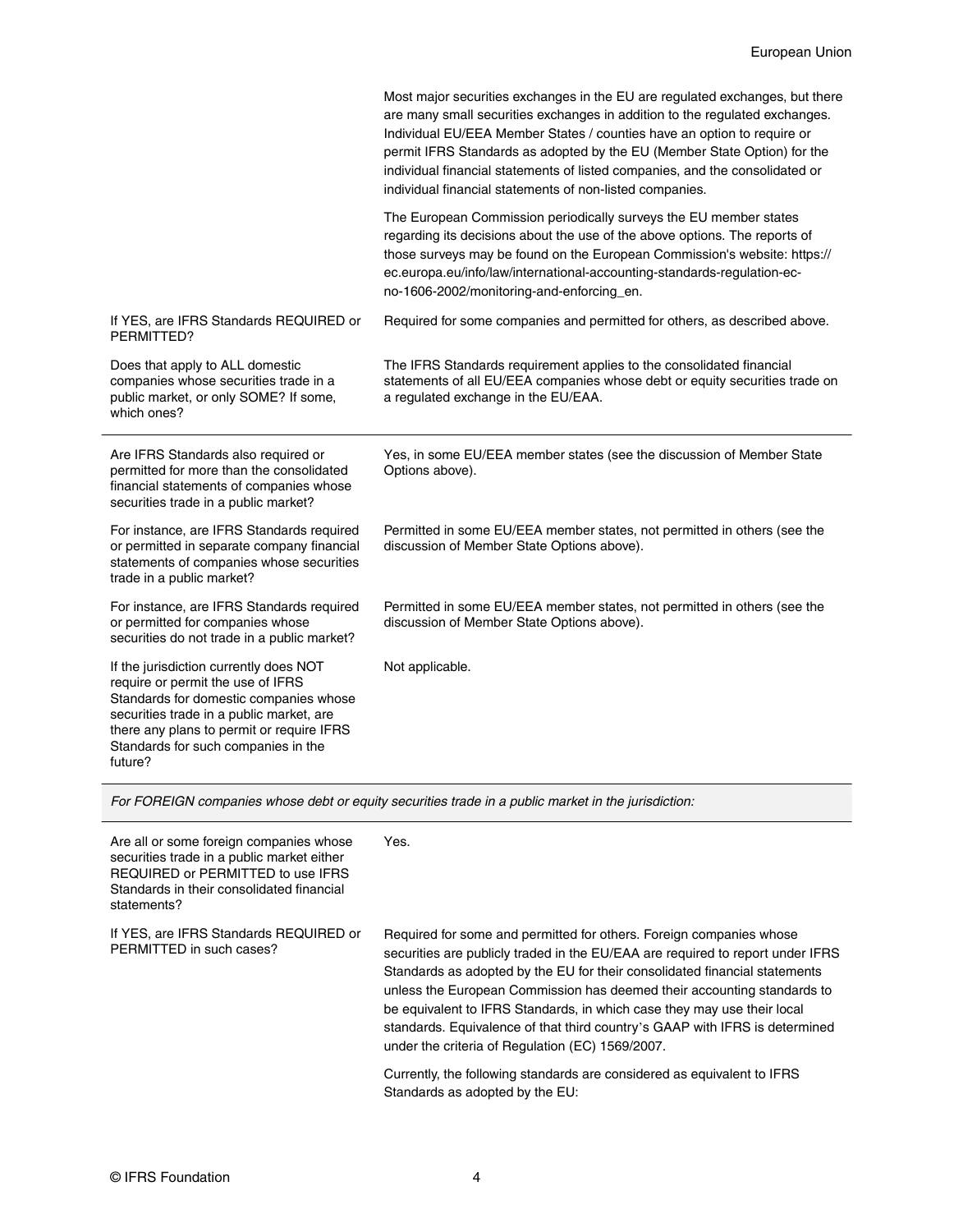| | |
|---|---|
| | Most major securities exchanges in the EU are regulated exchanges, but there are many small securities exchanges in addition to the regulated exchanges. Individual EU/EEA Member States / counties have an option to require or permit IFRS Standards as adopted by the EU (Member State Option) for the individual financial statements of listed companies, and the consolidated or individual financial statements of non-listed companies.<br><br>The European Commission periodically surveys the EU member states regarding its decisions about the use of the above options. The reports of those surveys may be found on the European Commission's website: https://ec.europa.eu/info/law/international-accounting-standards-regulation-ec-no-1606-2002/monitoring-and-enforcing_en. |
| If YES, are IFRS Standards REQUIRED or PERMITTED? | Required for some companies and permitted for others, as described above. |
| Does that apply to ALL domestic companies whose securities trade in a public market, or only SOME? If some, which ones? | The IFRS Standards requirement applies to the consolidated financial statements of all EU/EEA companies whose debt or equity securities trade on a regulated exchange in the EU/EAA. |
| Are IFRS Standards also required or permitted for more than the consolidated financial statements of companies whose securities trade in a public market? | Yes, in some EU/EEA member states (see the discussion of Member State Options above). |
| For instance, are IFRS Standards required or permitted in separate company financial statements of companies whose securities trade in a public market? | Permitted in some EU/EEA member states, not permitted in others (see the discussion of Member State Options above). |
| For instance, are IFRS Standards required or permitted for companies whose securities do not trade in a public market? | Permitted in some EU/EEA member states, not permitted in others (see the discussion of Member State Options above). |
| If the jurisdiction currently does NOT require or permit the use of IFRS Standards for domestic companies whose securities trade in a public market, are there any plans to permit or require IFRS Standards for such companies in the future? | Not applicable. |

*For FOREIGN companies whose debt or equity securities trade in a public market in the jurisdiction:*

| | |
|---|---|
| Are all or some foreign companies whose securities trade in a public market either REQUIRED or PERMITTED to use IFRS Standards in their consolidated financial statements? | Yes. |
| If YES, are IFRS Standards REQUIRED or PERMITTED in such cases? | Required for some and permitted for others. Foreign companies whose securities are publicly traded in the EU/EAA are required to report under IFRS Standards as adopted by the EU for their consolidated financial statements unless the European Commission has deemed their accounting standards to be equivalent to IFRS Standards, in which case they may use their local standards. Equivalence of that third country's GAAP with IFRS is determined under the criteria of Regulation (EC) 1569/2007.<br><br>Currently, the following standards are considered as equivalent to IFRS Standards as adopted by the EU: |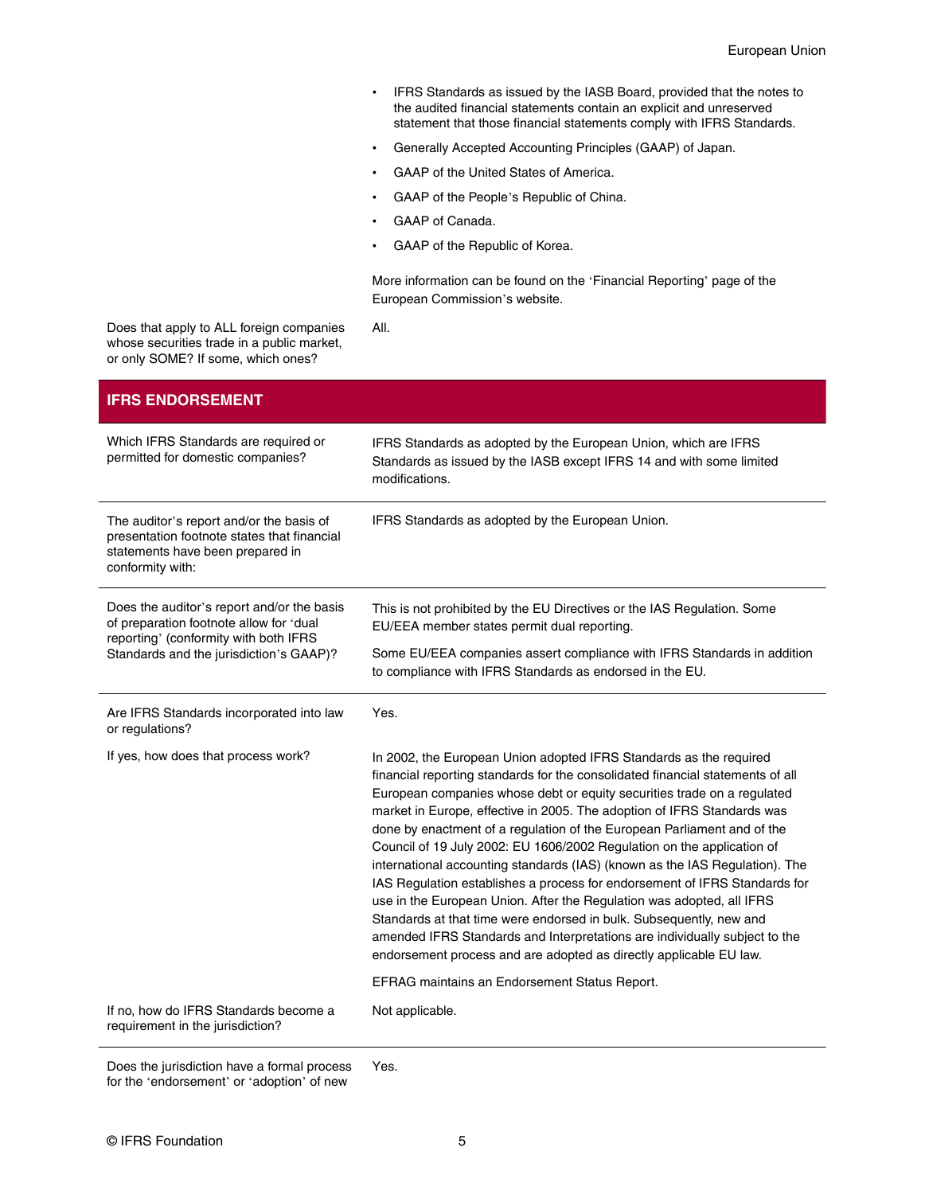| | |
|---|---|
| | • IFRS Standards as issued by the IASB Board, provided that the notes to the audited financial statements contain an explicit and unreserved statement that those financial statements comply with IFRS Standards.<br>• Generally Accepted Accounting Principles (GAAP) of Japan.<br>• GAAP of the United States of America.<br>• GAAP of the People's Republic of China.<br>• GAAP of Canada.<br>• GAAP of the Republic of Korea.<br><br>More information can be found on the 'Financial Reporting' page of the European Commission's website. |
| Does that apply to ALL foreign companies whose securities trade in a public market, or only SOME? If some, which ones? | All. |

## IFRS ENDORSEMENT

| | |
|---|---|
| Which IFRS Standards are required or permitted for domestic companies? | IFRS Standards as adopted by the European Union, which are IFRS Standards as issued by the IASB except IFRS 14 and with some limited modifications. |
| The auditor's report and/or the basis of presentation footnote states that financial statements have been prepared in conformity with: | IFRS Standards as adopted by the European Union. |
| Does the auditor's report and/or the basis of preparation footnote allow for 'dual reporting' (conformity with both IFRS Standards and the jurisdiction's GAAP)? | This is not prohibited by the EU Directives or the IAS Regulation. Some EU/EEA member states permit dual reporting.<br><br>Some EU/EEA companies assert compliance with IFRS Standards in addition to compliance with IFRS Standards as endorsed in the EU. |
| Are IFRS Standards incorporated into law or regulations? | Yes. |
| If yes, how does that process work? | In 2002, the European Union adopted IFRS Standards as the required financial reporting standards for the consolidated financial statements of all European companies whose debt or equity securities trade on a regulated market in Europe, effective in 2005. The adoption of IFRS Standards was done by enactment of a regulation of the European Parliament and of the Council of 19 July 2002: EU 1606/2002 Regulation on the application of international accounting standards (IAS) (known as the IAS Regulation). The IAS Regulation establishes a process for endorsement of IFRS Standards for use in the European Union. After the Regulation was adopted, all IFRS Standards at that time were endorsed in bulk. Subsequently, new and amended IFRS Standards and Interpretations are individually subject to the endorsement process and are adopted as directly applicable EU law.<br><br>EFRAG maintains an Endorsement Status Report. |
| If no, how do IFRS Standards become a requirement in the jurisdiction? | Not applicable. |
| Does the jurisdiction have a formal process for the 'endorsement' or 'adoption' of new | Yes. |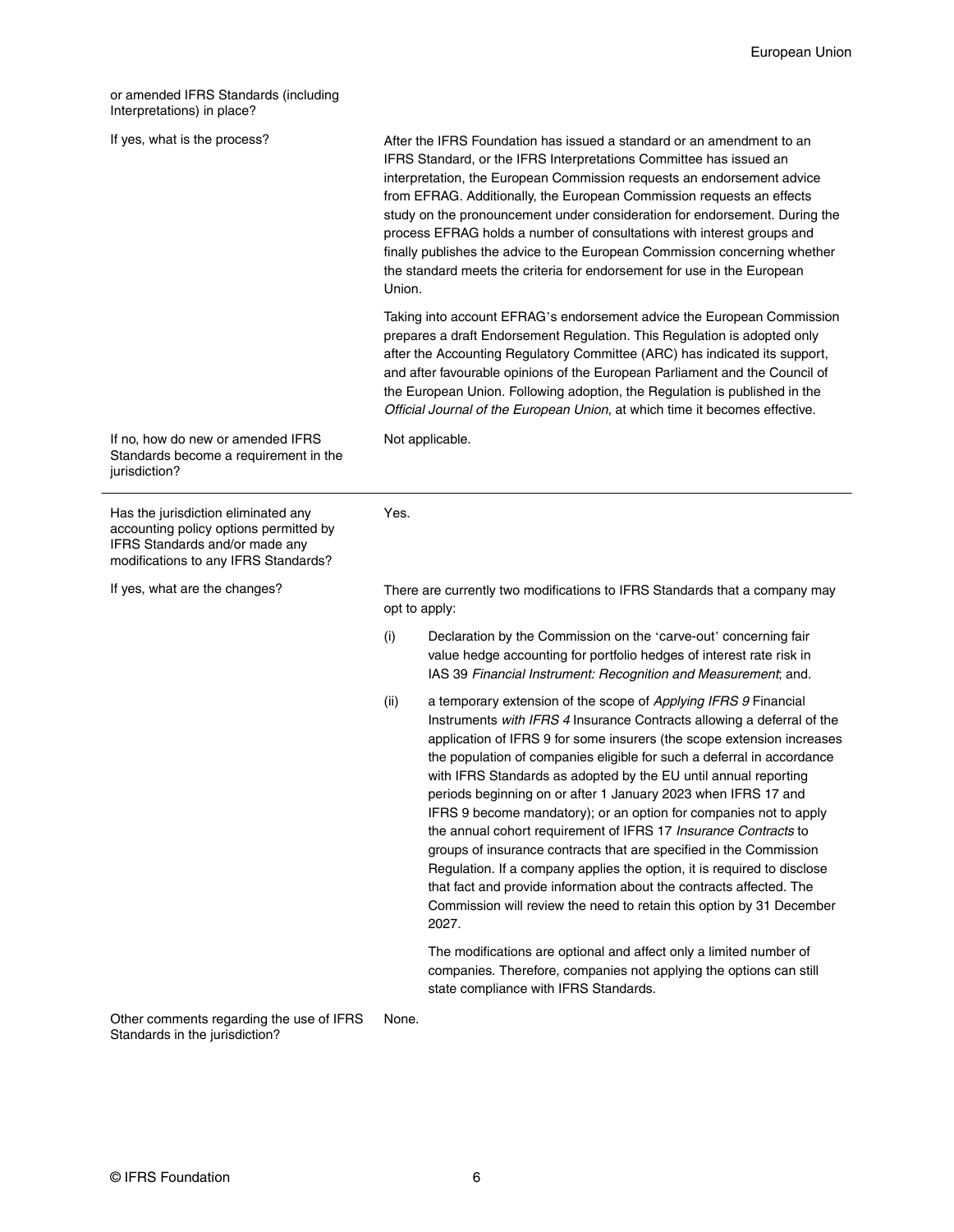| | |
|---|---|
| or amended IFRS Standards (including Interpretations) in place? | |
| If yes, what is the process? | After the IFRS Foundation has issued a standard or an amendment to an IFRS Standard, or the IFRS Interpretations Committee has issued an interpretation, the European Commission requests an endorsement advice from EFRAG. Additionally, the European Commission requests an effects study on the pronouncement under consideration for endorsement. During the process EFRAG holds a number of consultations with interest groups and finally publishes the advice to the European Commission concerning whether the standard meets the criteria for endorsement for use in the European Union.<br><br>Taking into account EFRAG's endorsement advice the European Commission prepares a draft Endorsement Regulation. This Regulation is adopted only after the Accounting Regulatory Committee (ARC) has indicated its support, and after favourable opinions of the European Parliament and the Council of the European Union. Following adoption, the Regulation is published in the *Official Journal of the European Union*, at which time it becomes effective. |
| If no, how do new or amended IFRS Standards become a requirement in the jurisdiction? | Not applicable. |
| Has the jurisdiction eliminated any accounting policy options permitted by IFRS Standards and/or made any modifications to any IFRS Standards? | Yes. |
| If yes, what are the changes? | There are currently two modifications to IFRS Standards that a company may opt to apply:<br><br>(i) Declaration by the Commission on the 'carve-out' concerning fair value hedge accounting for portfolio hedges of interest rate risk in IAS 39 *Financial Instrument: Recognition and Measurement*; and.<br><br>(ii) a temporary extension of the scope of *Applying IFRS 9* Financial Instruments *with IFRS 4* Insurance Contracts allowing a deferral of the application of IFRS 9 for some insurers (the scope extension increases the population of companies eligible for such a deferral in accordance with IFRS Standards as adopted by the EU until annual reporting periods beginning on or after 1 January 2023 when IFRS 17 and IFRS 9 become mandatory); or an option for companies not to apply the annual cohort requirement of IFRS 17 *Insurance Contracts* to groups of insurance contracts that are specified in the Commission Regulation. If a company applies the option, it is required to disclose that fact and provide information about the contracts affected. The Commission will review the need to retain this option by 31 December 2027.<br><br>The modifications are optional and affect only a limited number of companies. Therefore, companies not applying the options can still state compliance with IFRS Standards. |
| Other comments regarding the use of IFRS Standards in the jurisdiction? | None. |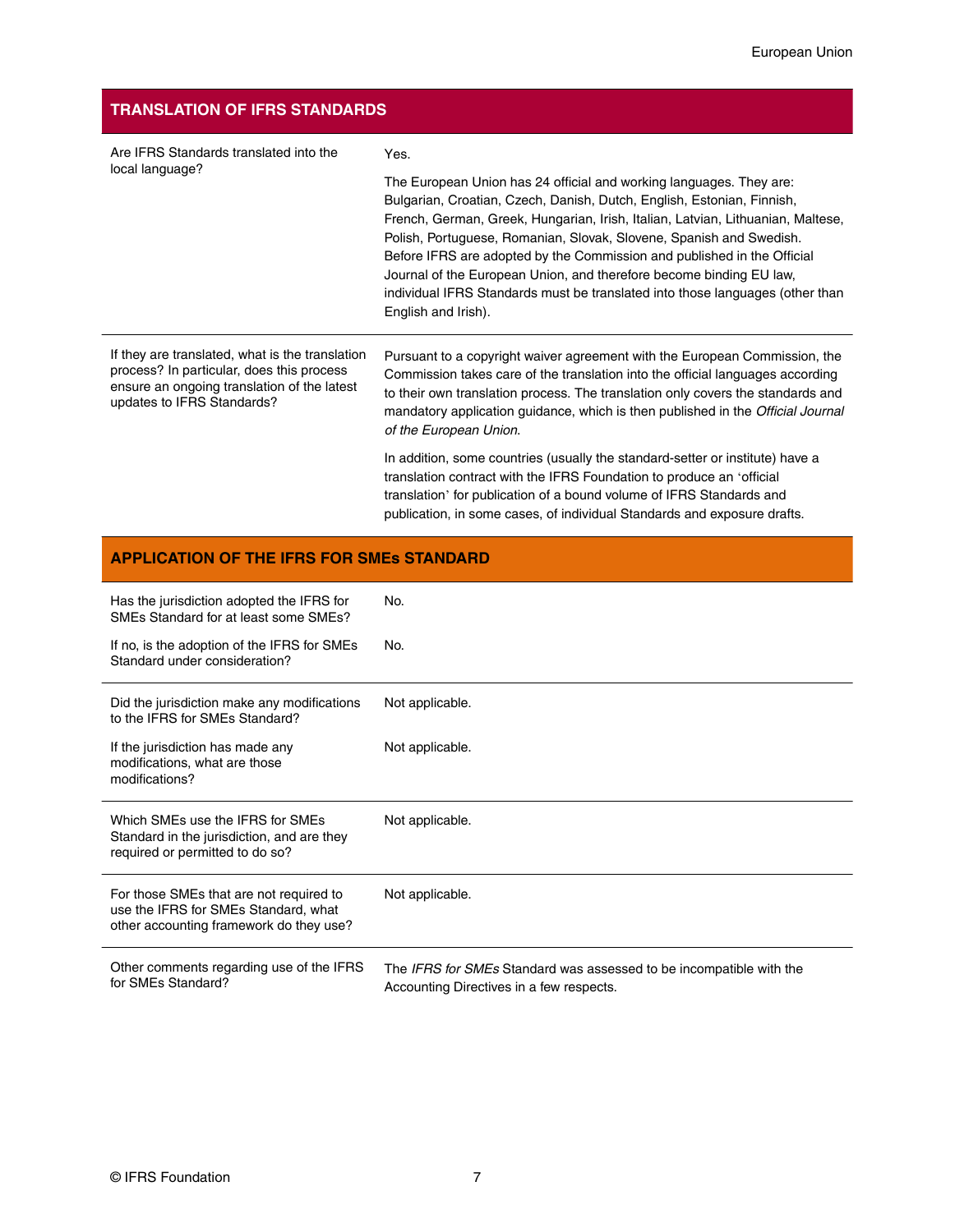## TRANSLATION OF IFRS STANDARDS

| | |
|---|---|
| Are IFRS Standards translated into the local language? | Yes.<br><br>The European Union has 24 official and working languages. They are: Bulgarian, Croatian, Czech, Danish, Dutch, English, Estonian, Finnish, French, German, Greek, Hungarian, Irish, Italian, Latvian, Lithuanian, Maltese, Polish, Portuguese, Romanian, Slovak, Slovene, Spanish and Swedish. Before IFRS are adopted by the Commission and published in the Official Journal of the European Union, and therefore become binding EU law, individual IFRS Standards must be translated into those languages (other than English and Irish). |
| If they are translated, what is the translation process? In particular, does this process ensure an ongoing translation of the latest updates to IFRS Standards? | Pursuant to a copyright waiver agreement with the European Commission, the Commission takes care of the translation into the official languages according to their own translation process. The translation only covers the standards and mandatory application guidance, which is then published in the *Official Journal of the European Union*.<br><br>In addition, some countries (usually the standard-setter or institute) have a translation contract with the IFRS Foundation to produce an 'official translation' for publication of a bound volume of IFRS Standards and publication, in some cases, of individual Standards and exposure drafts. |

## APPLICATION OF THE IFRS FOR SMEs STANDARD

| | |
|---|---|
| Has the jurisdiction adopted the IFRS for SMEs Standard for at least some SMEs? | No. |
| If no, is the adoption of the IFRS for SMEs Standard under consideration? | No. |
| Did the jurisdiction make any modifications to the IFRS for SMEs Standard? | Not applicable. |
| If the jurisdiction has made any modifications, what are those modifications? | Not applicable. |
| Which SMEs use the IFRS for SMEs Standard in the jurisdiction, and are they required or permitted to do so? | Not applicable. |
| For those SMEs that are not required to use the IFRS for SMEs Standard, what other accounting framework do they use? | Not applicable. |
| Other comments regarding use of the IFRS for SMEs Standard? | The *IFRS for SMEs* Standard was assessed to be incompatible with the Accounting Directives in a few respects. |